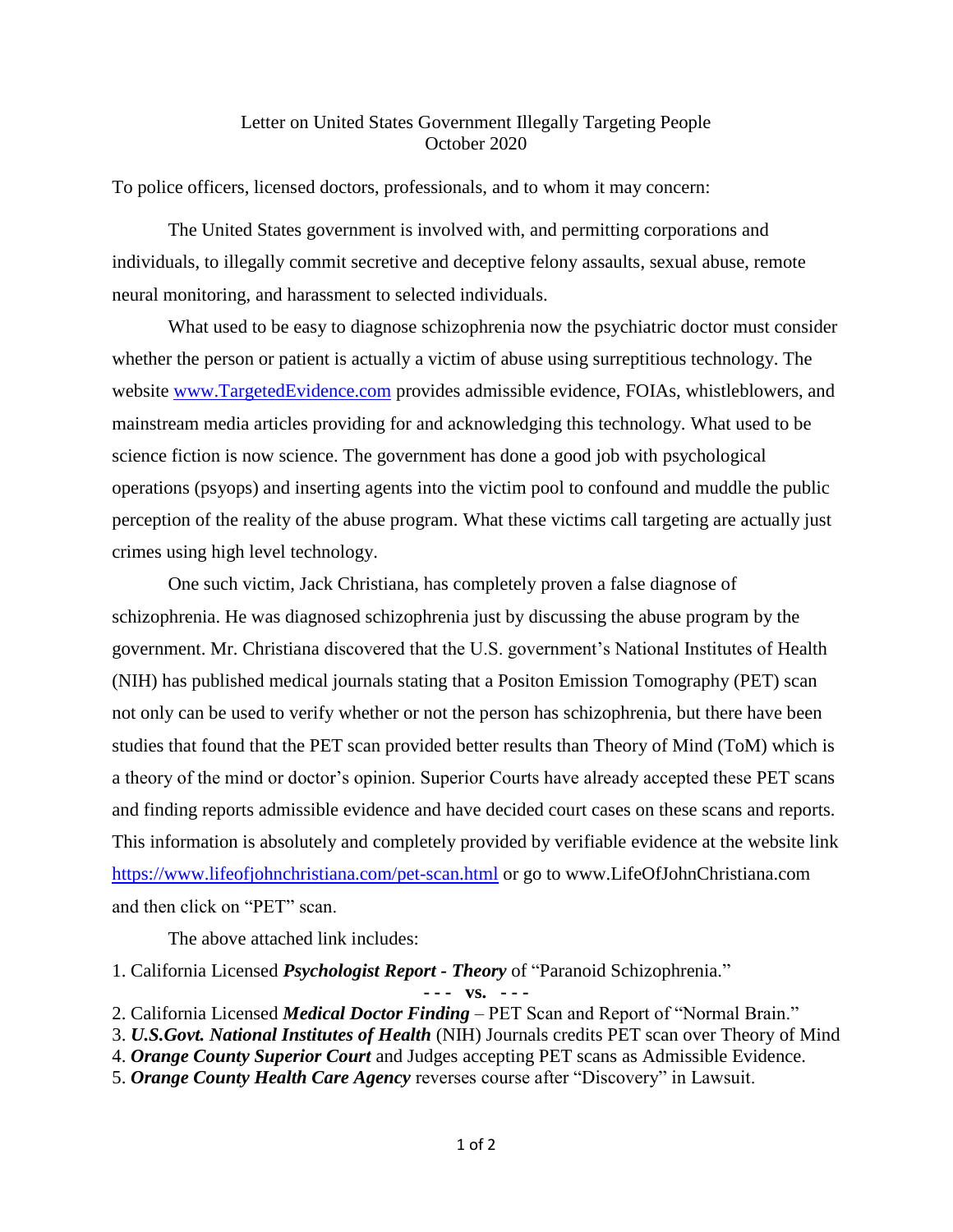Letter on United States Government Illegally Targeting People
October 2020

To police officers, licensed doctors, professionals, and to whom it may concern:

The United States government is involved with, and permitting corporations and individuals, to illegally commit secretive and deceptive felony assaults, sexual abuse, remote neural monitoring, and harassment to selected individuals.

What used to be easy to diagnose schizophrenia now the psychiatric doctor must consider whether the person or patient is actually a victim of abuse using surreptitious technology. The website www.TargetedEvidence.com provides admissible evidence, FOIAs, whistleblowers, and mainstream media articles providing for and acknowledging this technology. What used to be science fiction is now science. The government has done a good job with psychological operations (psyops) and inserting agents into the victim pool to confound and muddle the public perception of the reality of the abuse program. What these victims call targeting are actually just crimes using high level technology.

One such victim, Jack Christiana, has completely proven a false diagnose of schizophrenia. He was diagnosed schizophrenia just by discussing the abuse program by the government. Mr. Christiana discovered that the U.S. government's National Institutes of Health (NIH) has published medical journals stating that a Positon Emission Tomography (PET) scan not only can be used to verify whether or not the person has schizophrenia, but there have been studies that found that the PET scan provided better results than Theory of Mind (ToM) which is a theory of the mind or doctor's opinion. Superior Courts have already accepted these PET scans and finding reports admissible evidence and have decided court cases on these scans and reports. This information is absolutely and completely provided by verifiable evidence at the website link https://www.lifeofjohnchristiana.com/pet-scan.html or go to www.LifeOfJohnChristiana.com and then click on "PET" scan.

The above attached link includes:

1. California Licensed ***Psychologist Report - Theory*** of "Paranoid Schizophrenia."

**- - - vs. - - -**

2. California Licensed ***Medical Doctor Finding*** – PET Scan and Report of "Normal Brain."
3. ***U.S.Govt. National Institutes of Health*** (NIH) Journals credits PET scan over Theory of Mind
4. ***Orange County Superior Court*** and Judges accepting PET scans as Admissible Evidence.
5. ***Orange County Health Care Agency*** reverses course after "Discovery" in Lawsuit.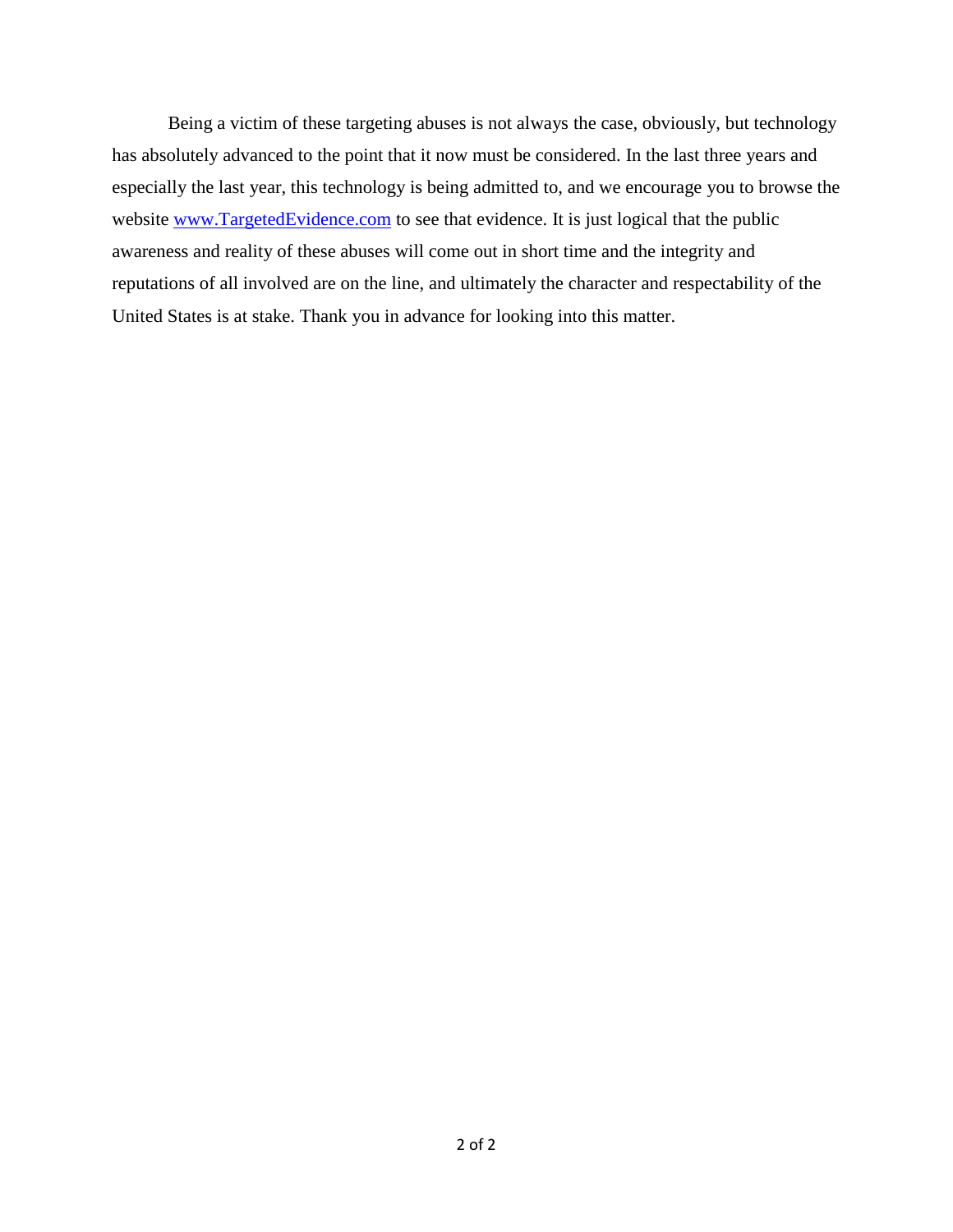Being a victim of these targeting abuses is not always the case, obviously, but technology has absolutely advanced to the point that it now must be considered. In the last three years and especially the last year, this technology is being admitted to, and we encourage you to browse the website [www.TargetedEvidence.com](http://www.TargetedEvidence.com) to see that evidence. It is just logical that the public awareness and reality of these abuses will come out in short time and the integrity and reputations of all involved are on the line, and ultimately the character and respectability of the United States is at stake. Thank you in advance for looking into this matter.